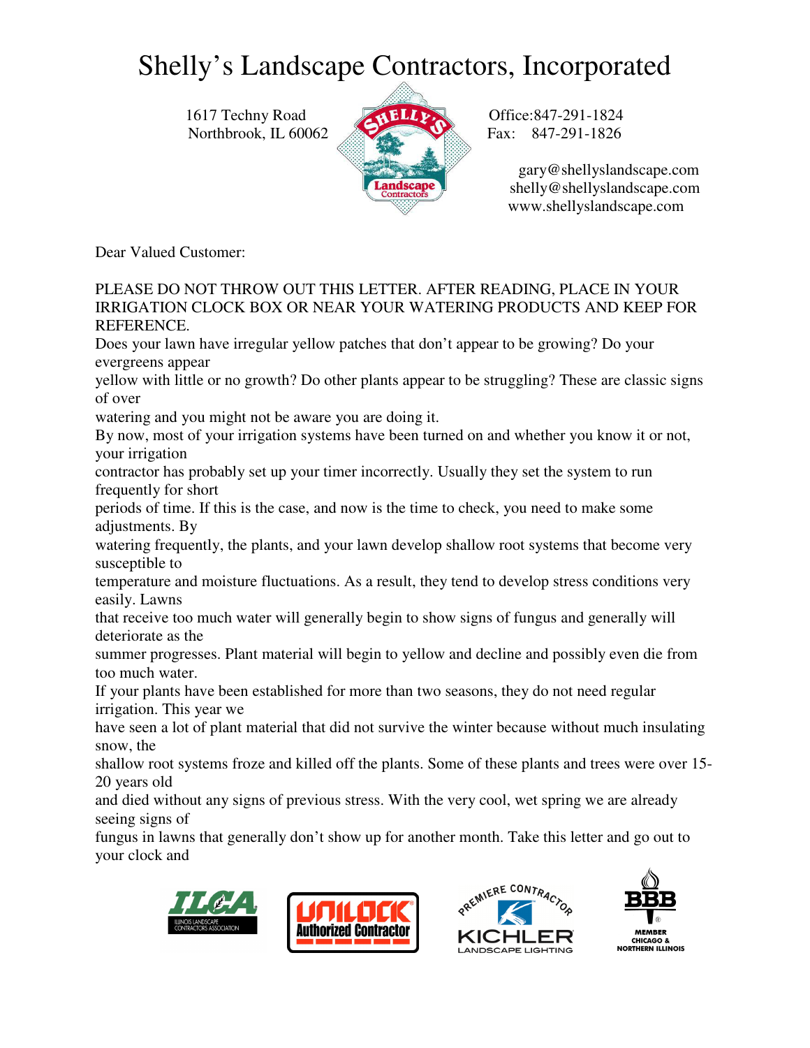# Shelly's Landscape Contractors, Incorporated

1617 Techny Road
Northbrook, IL 60062

Office:847-291-1824
Fax: 847-291-1826

gary@shellyslandscape.com
shelly@shellyslandscape.com
www.shellyslandscape.com

Dear Valued Customer:

PLEASE DO NOT THROW OUT THIS LETTER. AFTER READING, PLACE IN YOUR IRRIGATION CLOCK BOX OR NEAR YOUR WATERING PRODUCTS AND KEEP FOR REFERENCE.

Does your lawn have irregular yellow patches that don't appear to be growing? Do your evergreens appear yellow with little or no growth? Do other plants appear to be struggling? These are classic signs of over watering and you might not be aware you are doing it.

By now, most of your irrigation systems have been turned on and whether you know it or not, your irrigation contractor has probably set up your timer incorrectly. Usually they set the system to run frequently for short periods of time. If this is the case, and now is the time to check, you need to make some adjustments. By watering frequently, the plants, and your lawn develop shallow root systems that become very susceptible to temperature and moisture fluctuations. As a result, they tend to develop stress conditions very easily. Lawns that receive too much water will generally begin to show signs of fungus and generally will deteriorate as the summer progresses. Plant material will begin to yellow and decline and possibly even die from too much water.

If your plants have been established for more than two seasons, they do not need regular irrigation. This year we have seen a lot of plant material that did not survive the winter because without much insulating snow, the shallow root systems froze and killed off the plants. Some of these plants and trees were over 15-20 years old and died without any signs of previous stress. With the very cool, wet spring we are already seeing signs of fungus in lawns that generally don't show up for another month. Take this letter and go out to your clock and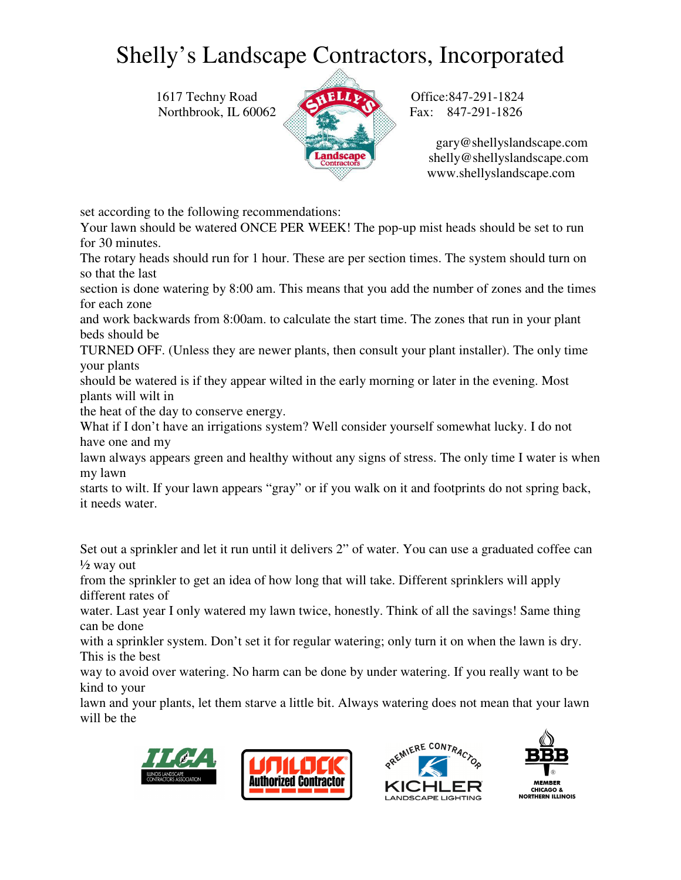# Shelly's Landscape Contractors, Incorporated

1617 Techny Road
Northbrook, IL 60062

Office:847-291-1824
Fax: 847-291-1826

gary@shellyslandscape.com
shelly@shellyslandscape.com
www.shellyslandscape.com

set according to the following recommendations:
Your lawn should be watered ONCE PER WEEK! The pop-up mist heads should be set to run for 30 minutes.
The rotary heads should run for 1 hour. These are per section times. The system should turn on so that the last section is done watering by 8:00 am. This means that you add the number of zones and the times for each zone and work backwards from 8:00am. to calculate the start time. The zones that run in your plant beds should be TURNED OFF. (Unless they are newer plants, then consult your plant installer). The only time your plants should be watered is if they appear wilted in the early morning or later in the evening. Most plants will wilt in the heat of the day to conserve energy.
What if I don't have an irrigations system? Well consider yourself somewhat lucky. I do not have one and my lawn always appears green and healthy without any signs of stress. The only time I water is when my lawn starts to wilt. If your lawn appears "gray" or if you walk on it and footprints do not spring back, it needs water.

Set out a sprinkler and let it run until it delivers 2" of water. You can use a graduated coffee can ½ way out from the sprinkler to get an idea of how long that will take. Different sprinklers will apply different rates of water. Last year I only watered my lawn twice, honestly. Think of all the savings! Same thing can be done with a sprinkler system. Don't set it for regular watering; only turn it on when the lawn is dry. This is the best way to avoid over watering. No harm can be done by under watering. If you really want to be kind to your lawn and your plants, let them starve a little bit. Always watering does not mean that your lawn will be the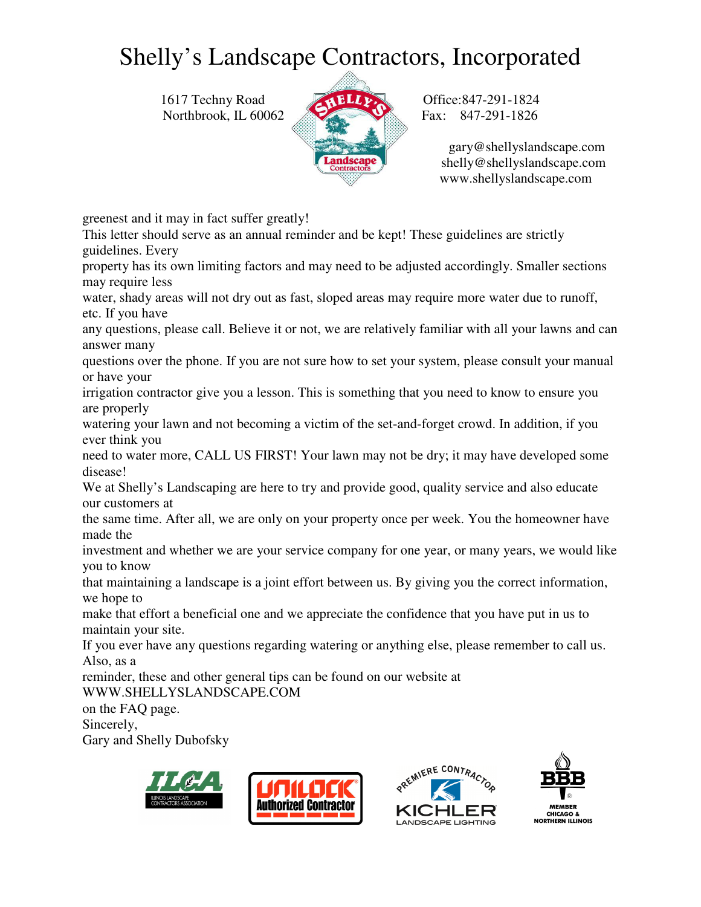# Shelly's Landscape Contractors, Incorporated

1617 Techny Road
Northbrook, IL 60062

Office:847-291-1824
Fax: 847-291-1826

gary@shellyslandscape.com
shelly@shellyslandscape.com
www.shellyslandscape.com

greenest and it may in fact suffer greatly!

This letter should serve as an annual reminder and be kept! These guidelines are strictly guidelines. Every property has its own limiting factors and may need to be adjusted accordingly. Smaller sections may require less water, shady areas will not dry out as fast, sloped areas may require more water due to runoff, etc. If you have any questions, please call. Believe it or not, we are relatively familiar with all your lawns and can answer many questions over the phone. If you are not sure how to set your system, please consult your manual or have your irrigation contractor give you a lesson. This is something that you need to know to ensure you are properly watering your lawn and not becoming a victim of the set-and-forget crowd. In addition, if you ever think you need to water more, CALL US FIRST! Your lawn may not be dry; it may have developed some disease!

We at Shelly's Landscaping are here to try and provide good, quality service and also educate our customers at the same time. After all, we are only on your property once per week. You the homeowner have made the investment and whether we are your service company for one year, or many years, we would like you to know that maintaining a landscape is a joint effort between us. By giving you the correct information, we hope to make that effort a beneficial one and we appreciate the confidence that you have put in us to maintain your site.

If you ever have any questions regarding watering or anything else, please remember to call us. Also, as a reminder, these and other general tips can be found on our website at WWW.SHELLYSLANDSCAPE.COM on the FAQ page.

Sincerely,
Gary and Shelly Dubofsky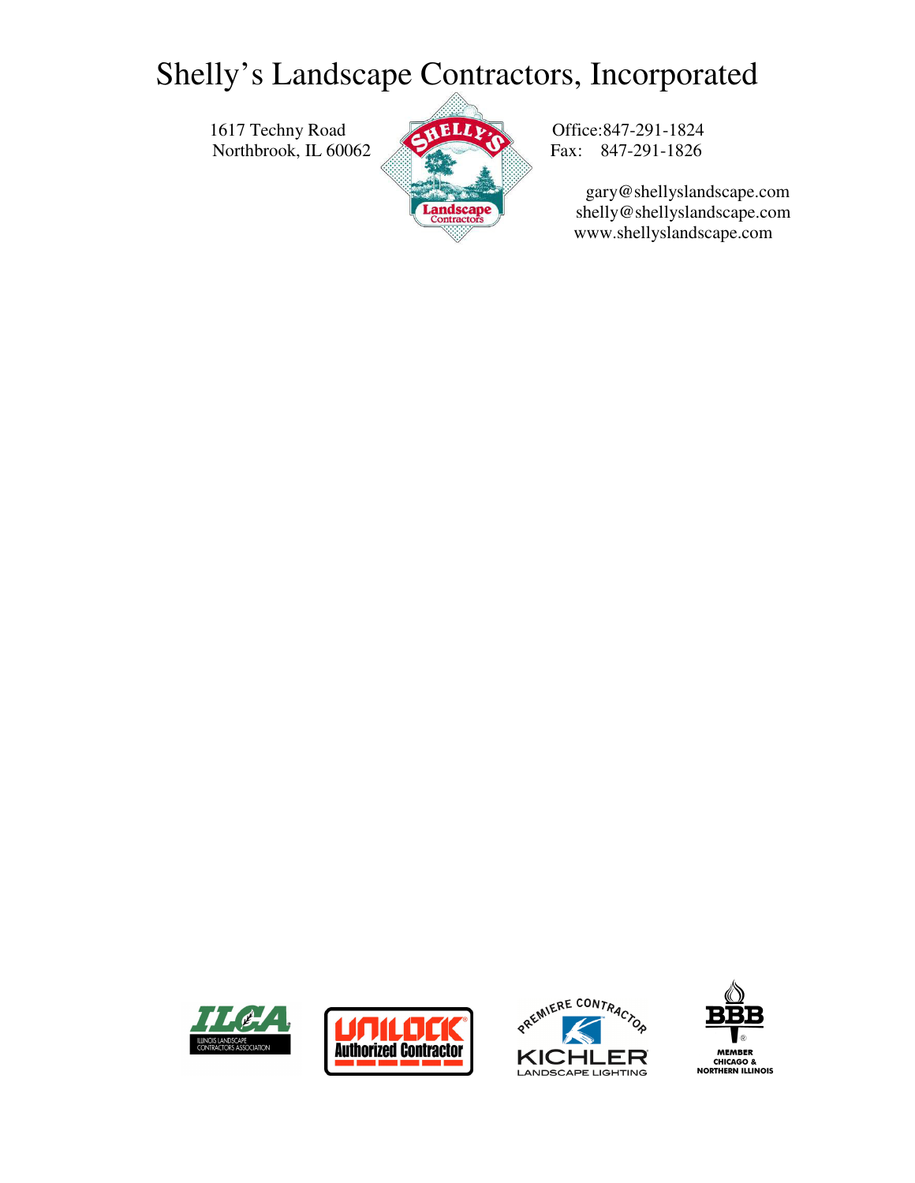# Shelly's Landscape Contractors, Incorporated

1617 Techny Road
Northbrook, IL 60062

Office:847-291-1824
Fax: 847-291-1826

gary@shellyslandscape.com
shelly@shellyslandscape.com
www.shellyslandscape.com